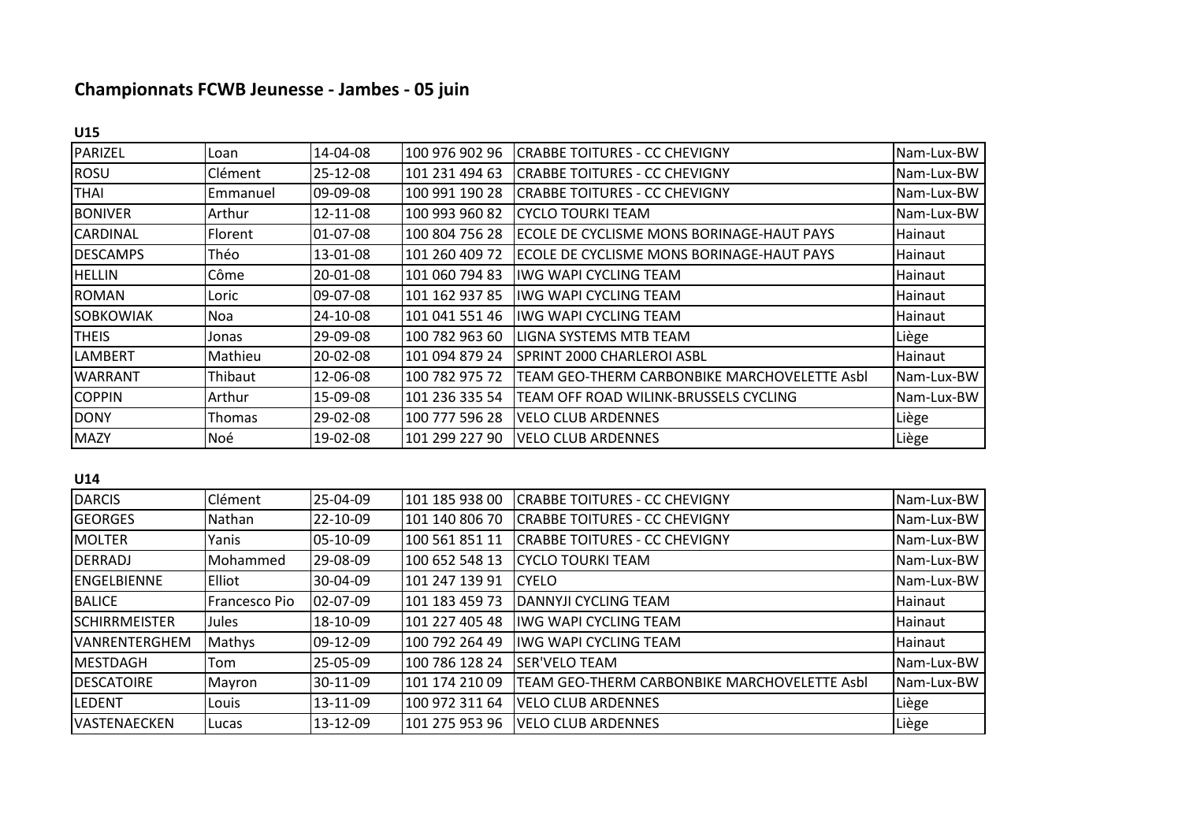# Championnats FCWB Jeunesse - Jambes - 05 juin

**U15**

| | | | | | |
|---|---|---|---|---|---|
| PARIZEL | Loan | 14-04-08 | 100 976 902 96 | CRABBE TOITURES - CC CHEVIGNY | Nam-Lux-BW |
| ROSU | Clément | 25-12-08 | 101 231 494 63 | CRABBE TOITURES - CC CHEVIGNY | Nam-Lux-BW |
| THAI | Emmanuel | 09-09-08 | 100 991 190 28 | CRABBE TOITURES - CC CHEVIGNY | Nam-Lux-BW |
| BONIVER | Arthur | 12-11-08 | 100 993 960 82 | CYCLO TOURKI TEAM | Nam-Lux-BW |
| CARDINAL | Florent | 01-07-08 | 100 804 756 28 | ECOLE DE CYCLISME MONS BORINAGE-HAUT PAYS | Hainaut |
| DESCAMPS | Théo | 13-01-08 | 101 260 409 72 | ECOLE DE CYCLISME MONS BORINAGE-HAUT PAYS | Hainaut |
| HELLIN | Côme | 20-01-08 | 101 060 794 83 | IWG WAPI CYCLING TEAM | Hainaut |
| ROMAN | Loric | 09-07-08 | 101 162 937 85 | IWG WAPI CYCLING TEAM | Hainaut |
| SOBKOWIAK | Noa | 24-10-08 | 101 041 551 46 | IWG WAPI CYCLING TEAM | Hainaut |
| THEIS | Jonas | 29-09-08 | 100 782 963 60 | LIGNA SYSTEMS MTB TEAM | Liège |
| LAMBERT | Mathieu | 20-02-08 | 101 094 879 24 | SPRINT 2000 CHARLEROI ASBL | Hainaut |
| WARRANT | Thibaut | 12-06-08 | 100 782 975 72 | TEAM GEO-THERM CARBONBIKE MARCHOVELETTE Asbl | Nam-Lux-BW |
| COPPIN | Arthur | 15-09-08 | 101 236 335 54 | TEAM OFF ROAD WILINK-BRUSSELS CYCLING | Nam-Lux-BW |
| DONY | Thomas | 29-02-08 | 100 777 596 28 | VELO CLUB ARDENNES | Liège |
| MAZY | Noé | 19-02-08 | 101 299 227 90 | VELO CLUB ARDENNES | Liège |

**U14**

| | | | | | |
|---|---|---|---|---|---|
| DARCIS | Clément | 25-04-09 | 101 185 938 00 | CRABBE TOITURES - CC CHEVIGNY | Nam-Lux-BW |
| GEORGES | Nathan | 22-10-09 | 101 140 806 70 | CRABBE TOITURES - CC CHEVIGNY | Nam-Lux-BW |
| MOLTER | Yanis | 05-10-09 | 100 561 851 11 | CRABBE TOITURES - CC CHEVIGNY | Nam-Lux-BW |
| DERRADJ | Mohammed | 29-08-09 | 100 652 548 13 | CYCLO TOURKI TEAM | Nam-Lux-BW |
| ENGELBIENNE | Elliot | 30-04-09 | 101 247 139 91 | CYELO | Nam-Lux-BW |
| BALICE | Francesco Pio | 02-07-09 | 101 183 459 73 | DANNYJI CYCLING TEAM | Hainaut |
| SCHIRRMEISTER | Jules | 18-10-09 | 101 227 405 48 | IWG WAPI CYCLING TEAM | Hainaut |
| VANRENTERGHEM | Mathys | 09-12-09 | 100 792 264 49 | IWG WAPI CYCLING TEAM | Hainaut |
| MESTDAGH | Tom | 25-05-09 | 100 786 128 24 | SER'VELO TEAM | Nam-Lux-BW |
| DESCATOIRE | Mayron | 30-11-09 | 101 174 210 09 | TEAM GEO-THERM CARBONBIKE MARCHOVELETTE Asbl | Nam-Lux-BW |
| LEDENT | Louis | 13-11-09 | 100 972 311 64 | VELO CLUB ARDENNES | Liège |
| VASTENAECKEN | Lucas | 13-12-09 | 101 275 953 96 | VELO CLUB ARDENNES | Liège |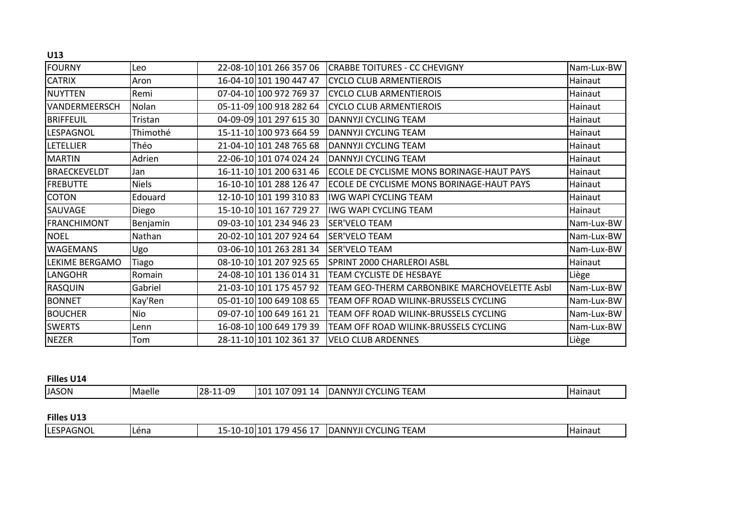**U13**

| | | | | | |
|---|---|---|---|---|---|
| FOURNY | Leo | 22-08-10 | 101 266 357 06 | CRABBE TOITURES - CC CHEVIGNY | Nam-Lux-BW |
| CATRIX | Aron | 16-04-10 | 101 190 447 47 | CYCLO CLUB ARMENTIEROIS | Hainaut |
| NUYTTEN | Remi | 07-04-10 | 100 972 769 37 | CYCLO CLUB ARMENTIEROIS | Hainaut |
| VANDERMEERSCH | Nolan | 05-11-09 | 100 918 282 64 | CYCLO CLUB ARMENTIEROIS | Hainaut |
| BRIFFEUIL | Tristan | 04-09-09 | 101 297 615 30 | DANNYJI CYCLING TEAM | Hainaut |
| LESPAGNOL | Thimothé | 15-11-10 | 100 973 664 59 | DANNYJI CYCLING TEAM | Hainaut |
| LETELLIER | Théo | 21-04-10 | 101 248 765 68 | DANNYJI CYCLING TEAM | Hainaut |
| MARTIN | Adrien | 22-06-10 | 101 074 024 24 | DANNYJI CYCLING TEAM | Hainaut |
| BRAECKEVELDT | Jan | 16-11-10 | 101 200 631 46 | ECOLE DE CYCLISME MONS BORINAGE-HAUT PAYS | Hainaut |
| FREBUTTE | Niels | 16-10-10 | 101 288 126 47 | ECOLE DE CYCLISME MONS BORINAGE-HAUT PAYS | Hainaut |
| COTON | Edouard | 12-10-10 | 101 199 310 83 | IWG WAPI CYCLING TEAM | Hainaut |
| SAUVAGE | Diego | 15-10-10 | 101 167 729 27 | IWG WAPI CYCLING TEAM | Hainaut |
| FRANCHIMONT | Benjamin | 09-03-10 | 101 234 946 23 | SER'VELO TEAM | Nam-Lux-BW |
| NOEL | Nathan | 20-02-10 | 101 207 924 64 | SER'VELO TEAM | Nam-Lux-BW |
| WAGEMANS | Ugo | 03-06-10 | 101 263 281 34 | SER'VELO TEAM | Nam-Lux-BW |
| LEKIME BERGAMO | Tiago | 08-10-10 | 101 207 925 65 | SPRINT 2000 CHARLEROI ASBL | Hainaut |
| LANGOHR | Romain | 24-08-10 | 101 136 014 31 | TEAM CYCLISTE DE HESBAYE | Liège |
| RASQUIN | Gabriel | 21-03-10 | 101 175 457 92 | TEAM GEO-THERM CARBONBIKE MARCHOVELETTE Asbl | Nam-Lux-BW |
| BONNET | Kay'Ren | 05-01-10 | 100 649 108 65 | TEAM OFF ROAD WILINK-BRUSSELS CYCLING | Nam-Lux-BW |
| BOUCHER | Nio | 09-07-10 | 100 649 161 21 | TEAM OFF ROAD WILINK-BRUSSELS CYCLING | Nam-Lux-BW |
| SWERTS | Lenn | 16-08-10 | 100 649 179 39 | TEAM OFF ROAD WILINK-BRUSSELS CYCLING | Nam-Lux-BW |
| NEZER | Tom | 28-11-10 | 101 102 361 37 | VELO CLUB ARDENNES | Liège |

**Filles U14**

| | | | | | |
|---|---|---|---|---|---|
| JASON | Maelle | 28-11-09 | 101 107 091 14 | DANNYJI CYCLING TEAM | Hainaut |

**Filles U13**

| | | | | | |
|---|---|---|---|---|---|
| LESPAGNOL | Léna | 15-10-10 | 101 179 456 17 | DANNYJI CYCLING TEAM | Hainaut |